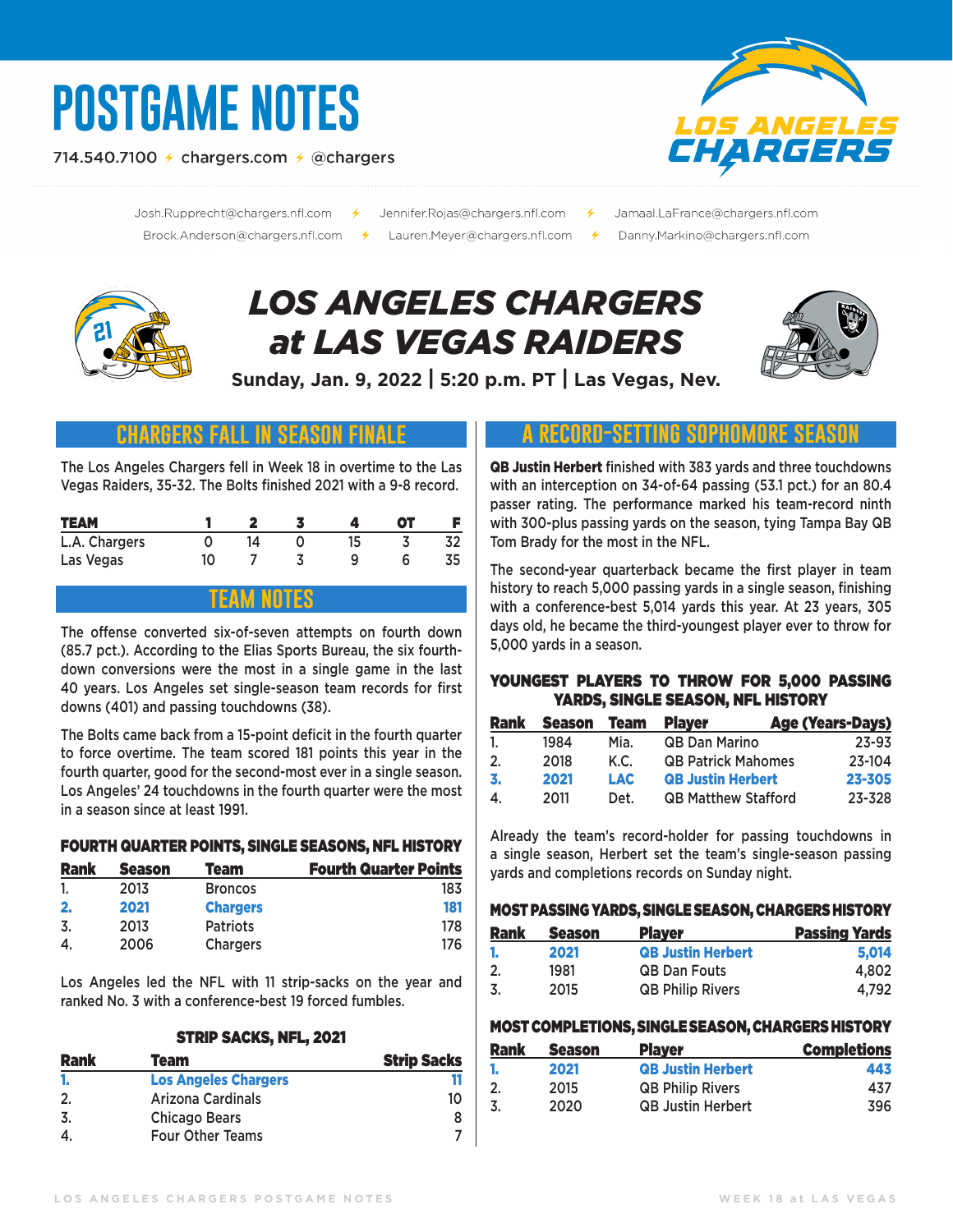# POSTGAME NOTES

714.540.7100 ⚡ chargers.com ⚡ @chargers

Josh.Rupprecht@chargers.nfl.com ⚡ Jennifer.Rojas@chargers.nfl.com ⚡ Jamaal.LaFrance@chargers.nfl.com
Brock.Anderson@chargers.nfl.com ⚡ Lauren.Meyer@chargers.nfl.com ⚡ Danny.Markino@chargers.nfl.com

# *LOS ANGELES CHARGERS at LAS VEGAS RAIDERS*

**Sunday, Jan. 9, 2022 | 5:20 p.m. PT | Las Vegas, Nev.**

## CHARGERS FALL IN SEASON FINALE

The Los Angeles Chargers fell in Week 18 in overtime to the Las Vegas Raiders, 35-32. The Bolts finished 2021 with a 9-8 record.

| TEAM | 1 | 2 | 3 | 4 | OT | F |
|---|---|---|---|---|---|---|
| L.A. Chargers | 0 | 14 | 0 | 15 | 3 | 32 |
| Las Vegas | 10 | 7 | 3 | 9 | 6 | 35 |

## TEAM NOTES

The offense converted six-of-seven attempts on fourth down (85.7 pct.). According to the Elias Sports Bureau, the six fourth-down conversions were the most in a single game in the last 40 years. Los Angeles set single-season team records for first downs (401) and passing touchdowns (38).

The Bolts came back from a 15-point deficit in the fourth quarter to force overtime. The team scored 181 points this year in the fourth quarter, good for the second-most ever in a single season. Los Angeles' 24 touchdowns in the fourth quarter were the most in a season since at least 1991.

### FOURTH QUARTER POINTS, SINGLE SEASONS, NFL HISTORY

| Rank | Season | Team | Fourth Quarter Points |
|---|---|---|---|
| 1. | 2013 | Broncos | 183 |
| **2.** | **2021** | **Chargers** | **181** |
| 3. | 2013 | Patriots | 178 |
| 4. | 2006 | Chargers | 176 |

Los Angeles led the NFL with 11 strip-sacks on the year and ranked No. 3 with a conference-best 19 forced fumbles.

### STRIP SACKS, NFL, 2021

| Rank | Team | Strip Sacks |
|---|---|---|
| **1.** | **Los Angeles Chargers** | **11** |
| 2. | Arizona Cardinals | 10 |
| 3. | Chicago Bears | 8 |
| 4. | Four Other Teams | 7 |

## A RECORD-SETTING SOPHOMORE SEASON

**QB Justin Herbert** finished with 383 yards and three touchdowns with an interception on 34-of-64 passing (53.1 pct.) for an 80.4 passer rating. The performance marked his team-record ninth with 300-plus passing yards on the season, tying Tampa Bay QB Tom Brady for the most in the NFL.

The second-year quarterback became the first player in team history to reach 5,000 passing yards in a single season, finishing with a conference-best 5,014 yards this year. At 23 years, 305 days old, he became the third-youngest player ever to throw for 5,000 yards in a season.

### YOUNGEST PLAYERS TO THROW FOR 5,000 PASSING YARDS, SINGLE SEASON, NFL HISTORY

| Rank | Season | Team | Player | Age (Years-Days) |
|---|---|---|---|---|
| 1. | 1984 | Mia. | QB Dan Marino | 23-93 |
| 2. | 2018 | K.C. | QB Patrick Mahomes | 23-104 |
| **3.** | **2021** | **LAC** | **QB Justin Herbert** | **23-305** |
| 4. | 2011 | Det. | QB Matthew Stafford | 23-328 |

Already the team's record-holder for passing touchdowns in a single season, Herbert set the team's single-season passing yards and completions records on Sunday night.

### MOST PASSING YARDS, SINGLE SEASON, CHARGERS HISTORY

| Rank | Season | Player | Passing Yards |
|---|---|---|---|
| **1.** | **2021** | **QB Justin Herbert** | **5,014** |
| 2. | 1981 | QB Dan Fouts | 4,802 |
| 3. | 2015 | QB Philip Rivers | 4,792 |

### MOST COMPLETIONS, SINGLE SEASON, CHARGERS HISTORY

| Rank | Season | Player | Completions |
|---|---|---|---|
| **1.** | **2021** | **QB Justin Herbert** | **443** |
| 2. | 2015 | QB Philip Rivers | 437 |
| 3. | 2020 | QB Justin Herbert | 396 |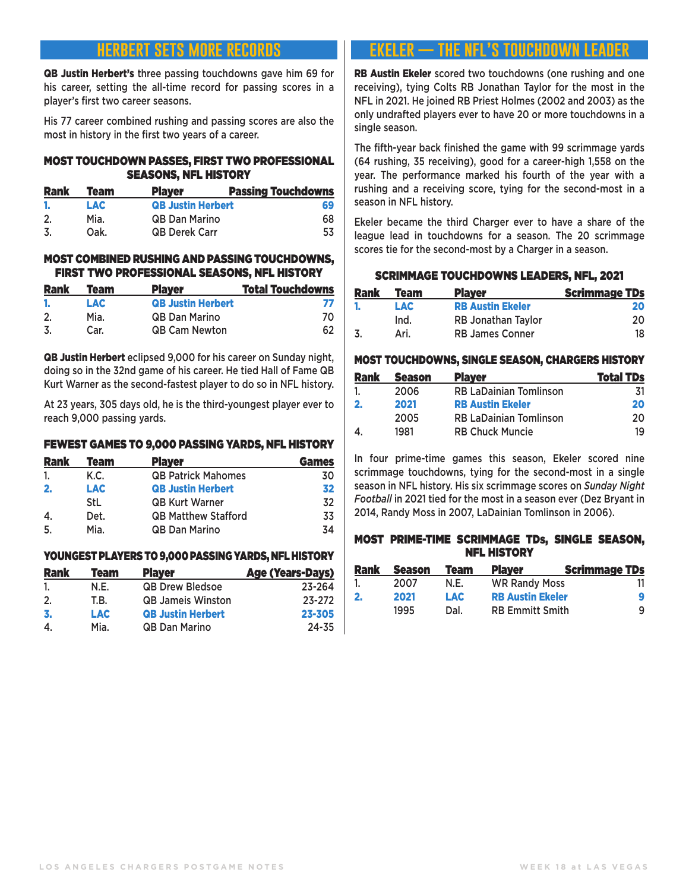## HERBERT SETS MORE RECORDS

**QB Justin Herbert's** three passing touchdowns gave him 69 for his career, setting the all-time record for passing scores in a player's first two career seasons.

His 77 career combined rushing and passing scores are also the most in history in the first two years of a career.

### MOST TOUCHDOWN PASSES, FIRST TWO PROFESSIONAL SEASONS, NFL HISTORY

| Rank | Team | Player | Passing Touchdowns |
|---|---|---|---|
| **1.** | **LAC** | **QB Justin Herbert** | **69** |
| 2. | Mia. | QB Dan Marino | 68 |
| 3. | Oak. | QB Derek Carr | 53 |

### MOST COMBINED RUSHING AND PASSING TOUCHDOWNS, FIRST TWO PROFESSIONAL SEASONS, NFL HISTORY

| Rank | Team | Player | Total Touchdowns |
|---|---|---|---|
| **1.** | **LAC** | **QB Justin Herbert** | **77** |
| 2. | Mia. | QB Dan Marino | 70 |
| 3. | Car. | QB Cam Newton | 62 |

**QB Justin Herbert** eclipsed 9,000 for his career on Sunday night, doing so in the 32nd game of his career. He tied Hall of Fame QB Kurt Warner as the second-fastest player to do so in NFL history.

At 23 years, 305 days old, he is the third-youngest player ever to reach 9,000 passing yards.

### FEWEST GAMES TO 9,000 PASSING YARDS, NFL HISTORY

| Rank | Team | Player | Games |
|---|---|---|---|
| 1. | K.C. | QB Patrick Mahomes | 30 |
| **2.** | **LAC** | **QB Justin Herbert** | **32** |
| | StL | QB Kurt Warner | 32 |
| 4. | Det. | QB Matthew Stafford | 33 |
| 5. | Mia. | QB Dan Marino | 34 |

### YOUNGEST PLAYERS TO 9,000 PASSING YARDS, NFL HISTORY

| Rank | Team | Player | Age (Years-Days) |
|---|---|---|---|
| 1. | N.E. | QB Drew Bledsoe | 23-264 |
| 2. | T.B. | QB Jameis Winston | 23-272 |
| **3.** | **LAC** | **QB Justin Herbert** | **23-305** |
| 4. | Mia. | QB Dan Marino | 24-35 |

## EKELER — THE NFL'S TOUCHDOWN LEADER

**RB Austin Ekeler** scored two touchdowns (one rushing and one receiving), tying Colts RB Jonathan Taylor for the most in the NFL in 2021. He joined RB Priest Holmes (2002 and 2003) as the only undrafted players ever to have 20 or more touchdowns in a single season.

The fifth-year back finished the game with 99 scrimmage yards (64 rushing, 35 receiving), good for a career-high 1,558 on the year. The performance marked his fourth of the year with a rushing and a receiving score, tying for the second-most in a season in NFL history.

Ekeler became the third Charger ever to have a share of the league lead in touchdowns for a season. The 20 scrimmage scores tie for the second-most by a Charger in a season.

### SCRIMMAGE TOUCHDOWNS LEADERS, NFL, 2021

| Rank | Team | Player | Scrimmage TDs |
|---|---|---|---|
| **1.** | **LAC** | **RB Austin Ekeler** | **20** |
| | Ind. | RB Jonathan Taylor | 20 |
| 3. | Ari. | RB James Conner | 18 |

### MOST TOUCHDOWNS, SINGLE SEASON, CHARGERS HISTORY

| Rank | Season | Player | Total TDs |
|---|---|---|---|
| 1. | 2006 | RB LaDainian Tomlinson | 31 |
| **2.** | **2021** | **RB Austin Ekeler** | **20** |
| | 2005 | RB LaDainian Tomlinson | 20 |
| 4. | 1981 | RB Chuck Muncie | 19 |

In four prime-time games this season, Ekeler scored nine scrimmage touchdowns, tying for the second-most in a single season in NFL history. His six scrimmage scores on *Sunday Night Football* in 2021 tied for the most in a season ever (Dez Bryant in 2014, Randy Moss in 2007, LaDainian Tomlinson in 2006).

### MOST PRIME-TIME SCRIMMAGE TDs, SINGLE SEASON, NFL HISTORY

| Rank | Season | Team | Player | Scrimmage TDs |
|---|---|---|---|---|
| 1. | 2007 | N.E. | WR Randy Moss | 11 |
| **2.** | **2021** | **LAC** | **RB Austin Ekeler** | **9** |
| | 1995 | Dal. | RB Emmitt Smith | 9 |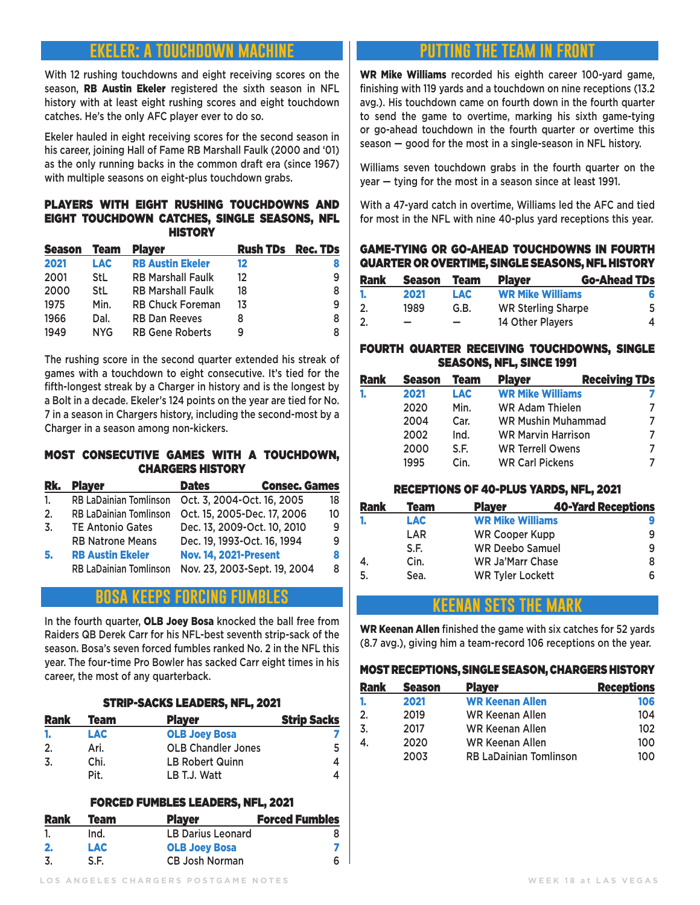## EKELER: A TOUCHDOWN MACHINE

With 12 rushing touchdowns and eight receiving scores on the season, **RB Austin Ekeler** registered the sixth season in NFL history with at least eight rushing scores and eight touchdown catches. He's the only AFC player ever to do so.

Ekeler hauled in eight receiving scores for the second season in his career, joining Hall of Fame RB Marshall Faulk (2000 and '01) as the only running backs in the common draft era (since 1967) with multiple seasons on eight-plus touchdown grabs.

### PLAYERS WITH EIGHT RUSHING TOUCHDOWNS AND EIGHT TOUCHDOWN CATCHES, SINGLE SEASONS, NFL HISTORY

| Season | Team | Player | Rush TDs | Rec. TDs |
|---|---|---|---|---|
| **2021** | **LAC** | **RB Austin Ekeler** | **12** | **8** |
| 2001 | StL | RB Marshall Faulk | 12 | 9 |
| 2000 | StL | RB Marshall Faulk | 18 | 8 |
| 1975 | Min. | RB Chuck Foreman | 13 | 9 |
| 1966 | Dal. | RB Dan Reeves | 8 | 8 |
| 1949 | NYG | RB Gene Roberts | 9 | 8 |

The rushing score in the second quarter extended his streak of games with a touchdown to eight consecutive. It's tied for the fifth-longest streak by a Charger in history and is the longest by a Bolt in a decade. Ekeler's 124 points on the year are tied for No. 7 in a season in Chargers history, including the second-most by a Charger in a season among non-kickers.

### MOST CONSECUTIVE GAMES WITH A TOUCHDOWN, CHARGERS HISTORY

| Rk. | Player | Dates | Consec. Games |
|---|---|---|---|
| 1. | RB LaDainian Tomlinson | Oct. 3, 2004-Oct. 16, 2005 | 18 |
| 2. | RB LaDainian Tomlinson | Oct. 15, 2005-Dec. 17, 2006 | 10 |
| 3. | TE Antonio Gates | Dec. 13, 2009-Oct. 10, 2010 | 9 |
| | RB Natrone Means | Dec. 19, 1993-Oct. 16, 1994 | 9 |
| **5.** | **RB Austin Ekeler** | **Nov. 14, 2021-Present** | **8** |
| | RB LaDainian Tomlinson | Nov. 23, 2003-Sept. 19, 2004 | 8 |

## BOSA KEEPS FORCING FUMBLES

In the fourth quarter, **OLB Joey Bosa** knocked the ball free from Raiders QB Derek Carr for his NFL-best seventh strip-sack of the season. Bosa's seven forced fumbles ranked No. 2 in the NFL this year. The four-time Pro Bowler has sacked Carr eight times in his career, the most of any quarterback.

### STRIP-SACKS LEADERS, NFL, 2021

| Rank | Team | Player | Strip Sacks |
|---|---|---|---|
| **1.** | **LAC** | **OLB Joey Bosa** | **7** |
| 2. | Ari. | OLB Chandler Jones | 5 |
| 3. | Chi. | LB Robert Quinn | 4 |
| | Pit. | LB T.J. Watt | 4 |

### FORCED FUMBLES LEADERS, NFL, 2021

| Rank | Team | Player | Forced Fumbles |
|---|---|---|---|
| 1. | Ind. | LB Darius Leonard | 8 |
| **2.** | **LAC** | **OLB Joey Bosa** | **7** |
| 3. | S.F. | CB Josh Norman | 6 |

## PUTTING THE TEAM IN FRONT

**WR Mike Williams** recorded his eighth career 100-yard game, finishing with 119 yards and a touchdown on nine receptions (13.2 avg.). His touchdown came on fourth down in the fourth quarter to send the game to overtime, marking his sixth game-tying or go-ahead touchdown in the fourth quarter or overtime this season — good for the most in a single-season in NFL history.

Williams seven touchdown grabs in the fourth quarter on the year — tying for the most in a season since at least 1991.

With a 47-yard catch in overtime, Williams led the AFC and tied for most in the NFL with nine 40-plus yard receptions this year.

### GAME-TYING OR GO-AHEAD TOUCHDOWNS IN FOURTH QUARTER OR OVERTIME, SINGLE SEASONS, NFL HISTORY

| Rank | Season | Team | Player | Go-Ahead TDs |
|---|---|---|---|---|
| **1.** | **2021** | **LAC** | **WR Mike Williams** | **6** |
| 2. | 1989 | G.B. | WR Sterling Sharpe | 5 |
| 2. | — | — | 14 Other Players | 4 |

### FOURTH QUARTER RECEIVING TOUCHDOWNS, SINGLE SEASONS, NFL, SINCE 1991

| Rank | Season | Team | Player | Receiving TDs |
|---|---|---|---|---|
| **1.** | **2021** | **LAC** | **WR Mike Williams** | **7** |
| | 2020 | Min. | WR Adam Thielen | 7 |
| | 2004 | Car. | WR Mushin Muhammad | 7 |
| | 2002 | Ind. | WR Marvin Harrison | 7 |
| | 2000 | S.F. | WR Terrell Owens | 7 |
| | 1995 | Cin. | WR Carl Pickens | 7 |

### RECEPTIONS OF 40-PLUS YARDS, NFL, 2021

| Rank | Team | Player | 40-Yard Receptions |
|---|---|---|---|
| **1.** | **LAC** | **WR Mike Williams** | **9** |
| | LAR | WR Cooper Kupp | 9 |
| | S.F. | WR Deebo Samuel | 9 |
| 4. | Cin. | WR Ja'Marr Chase | 8 |
| 5. | Sea. | WR Tyler Lockett | 6 |

## KEENAN SETS THE MARK

**WR Keenan Allen** finished the game with six catches for 52 yards (8.7 avg.), giving him a team-record 106 receptions on the year.

### MOST RECEPTIONS, SINGLE SEASON, CHARGERS HISTORY

| Rank | Season | Player | Receptions |
|---|---|---|---|
| **1.** | **2021** | **WR Keenan Allen** | **106** |
| 2. | 2019 | WR Keenan Allen | 104 |
| 3. | 2017 | WR Keenan Allen | 102 |
| 4. | 2020 | WR Keenan Allen | 100 |
| | 2003 | RB LaDainian Tomlinson | 100 |